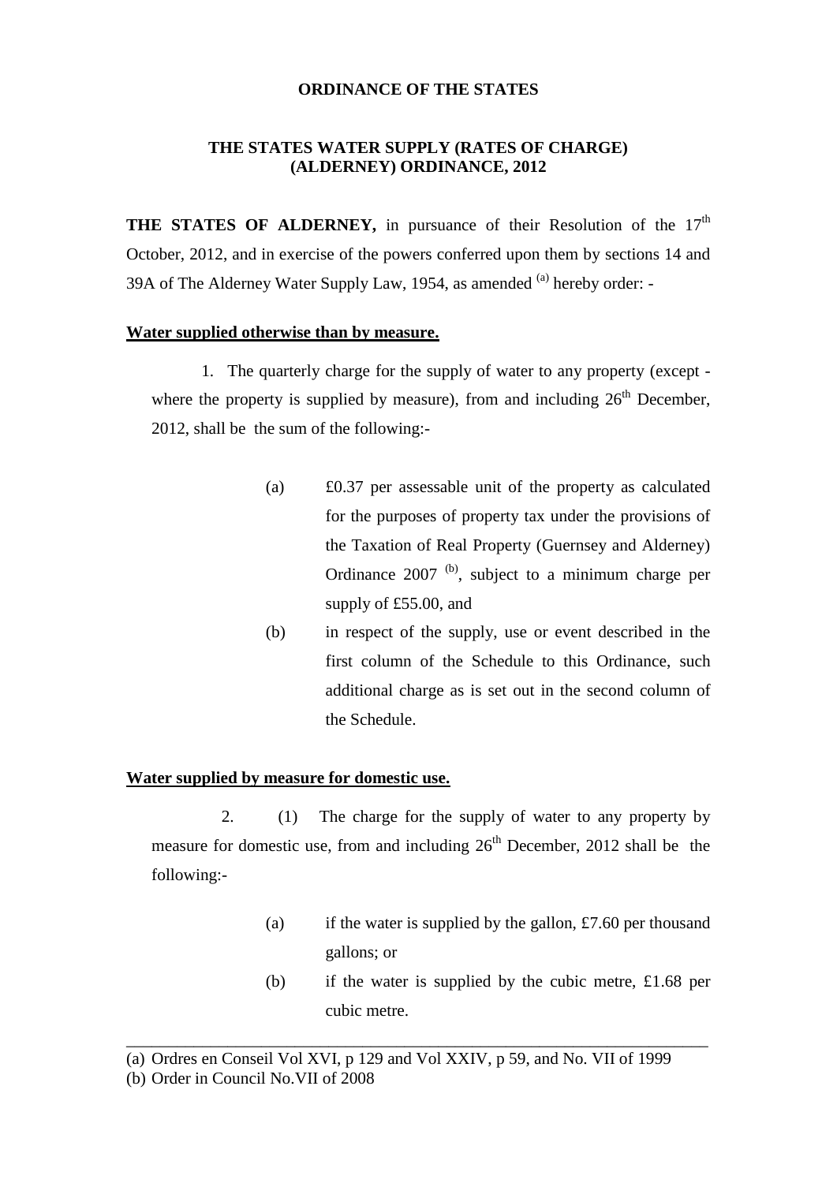**ORDINANCE OF THE STATES**

**THE STATES WATER SUPPLY (RATES OF CHARGE) (ALDERNEY) ORDINANCE, 2012**

**THE STATES OF ALDERNEY,** in pursuance of their Resolution of the 17th October, 2012, and in exercise of the powers conferred upon them by sections 14 and 39A of The Alderney Water Supply Law, 1954, as amended [(a)] hereby order: -

**Water supplied otherwise than by measure.**

1. The quarterly charge for the supply of water to any property (except - where the property is supplied by measure), from and including 26th December, 2012, shall be the sum of the following:-

   (a) £0.37 per assessable unit of the property as calculated for the purposes of property tax under the provisions of the Taxation of Real Property (Guernsey and Alderney) Ordinance 2007 [(b)], subject to a minimum charge per supply of £55.00, and

   (b) in respect of the supply, use or event described in the first column of the Schedule to this Ordinance, such additional charge as is set out in the second column of the Schedule.

**Water supplied by measure for domestic use.**

2. (1) The charge for the supply of water to any property by measure for domestic use, from and including 26th December, 2012 shall be the following:-

   (a) if the water is supplied by the gallon, £7.60 per thousand gallons; or

   (b) if the water is supplied by the cubic metre, £1.68 per cubic metre.

---

(a) Ordres en Conseil Vol XVI, p 129 and Vol XXIV, p 59, and No. VII of 1999

(b) Order in Council No.VII of 2008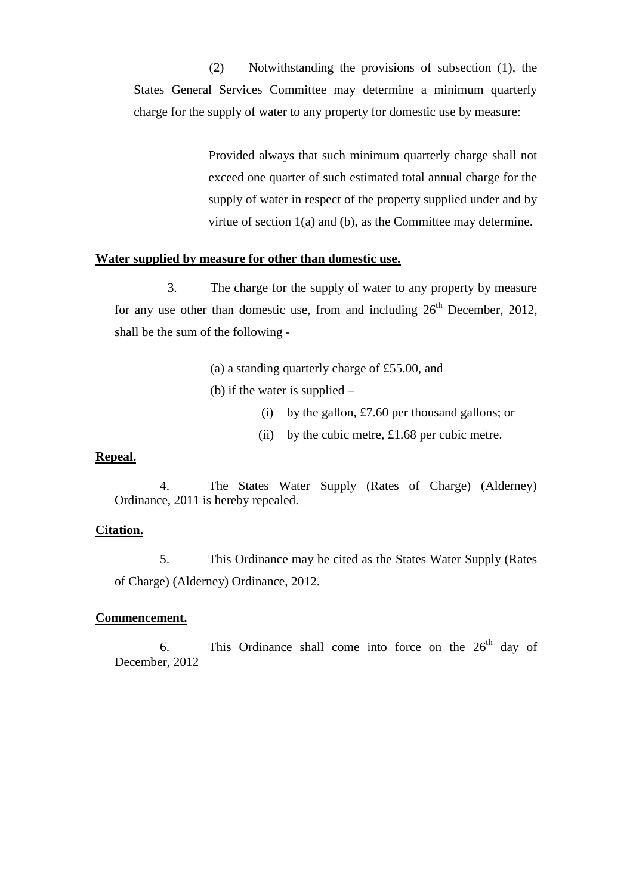(2) Notwithstanding the provisions of subsection (1), the States General Services Committee may determine a minimum quarterly charge for the supply of water to any property for domestic use by measure:

> Provided always that such minimum quarterly charge shall not exceed one quarter of such estimated total annual charge for the supply of water in respect of the property supplied under and by virtue of section 1(a) and (b), as the Committee may determine.

**<u>Water supplied by measure for other than domestic use.</u>**

3. The charge for the supply of water to any property by measure for any use other than domestic use, from and including 26th December, 2012, shall be the sum of the following -

(a) a standing quarterly charge of £55.00, and

(b) if the water is supplied –

(i) by the gallon, £7.60 per thousand gallons; or

(ii) by the cubic metre, £1.68 per cubic metre.

**<u>Repeal.</u>**

4. The States Water Supply (Rates of Charge) (Alderney) Ordinance, 2011 is hereby repealed.

**<u>Citation.</u>**

5. This Ordinance may be cited as the States Water Supply (Rates of Charge) (Alderney) Ordinance, 2012.

**<u>Commencement.</u>**

6. This Ordinance shall come into force on the 26th day of December, 2012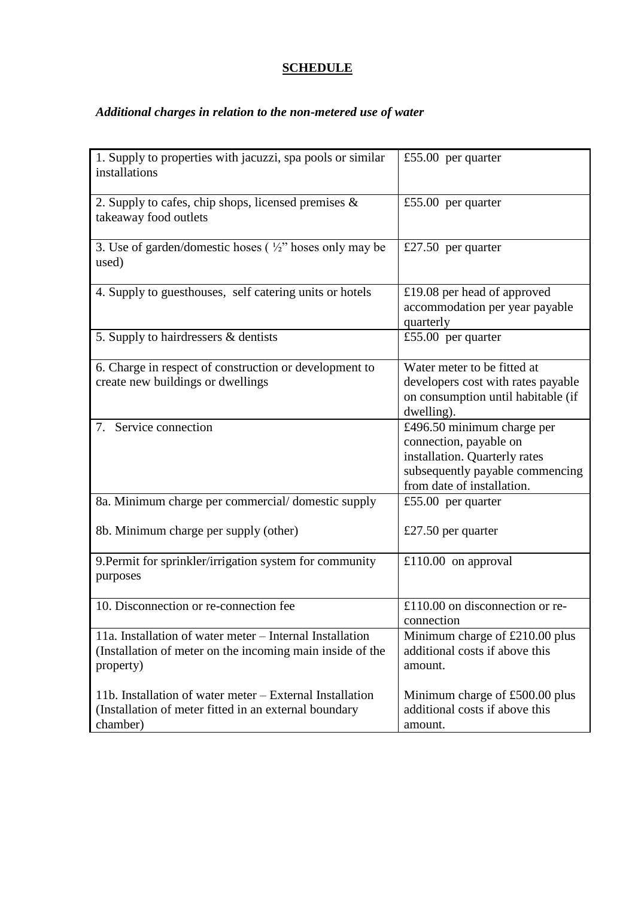**SCHEDULE**

***Additional charges in relation to the non-metered use of water***

| | |
|---|---|
| 1. Supply to properties with jacuzzi, spa pools or similar installations | £55.00 per quarter |
| 2. Supply to cafes, chip shops, licensed premises & takeaway food outlets | £55.00 per quarter |
| 3. Use of garden/domestic hoses ( ½" hoses only may be used) | £27.50 per quarter |
| 4. Supply to guesthouses, self catering units or hotels | £19.08 per head of approved accommodation per year payable quarterly |
| 5. Supply to hairdressers & dentists | £55.00 per quarter |
| 6. Charge in respect of construction or development to create new buildings or dwellings | Water meter to be fitted at developers cost with rates payable on consumption until habitable (if dwelling). |
| 7. Service connection | £496.50 minimum charge per connection, payable on installation. Quarterly rates subsequently payable commencing from date of installation. |
| 8a. Minimum charge per commercial/ domestic supply<br><br>8b. Minimum charge per supply (other) | £55.00 per quarter<br><br>£27.50 per quarter |
| 9.Permit for sprinkler/irrigation system for community purposes | £110.00 on approval |
| 10. Disconnection or re-connection fee | £110.00 on disconnection or re-connection |
| 11a. Installation of water meter – Internal Installation (Installation of meter on the incoming main inside of the property)<br><br>11b. Installation of water meter – External Installation (Installation of meter fitted in an external boundary chamber) | Minimum charge of £210.00 plus additional costs if above this amount.<br><br>Minimum charge of £500.00 plus additional costs if above this amount. |